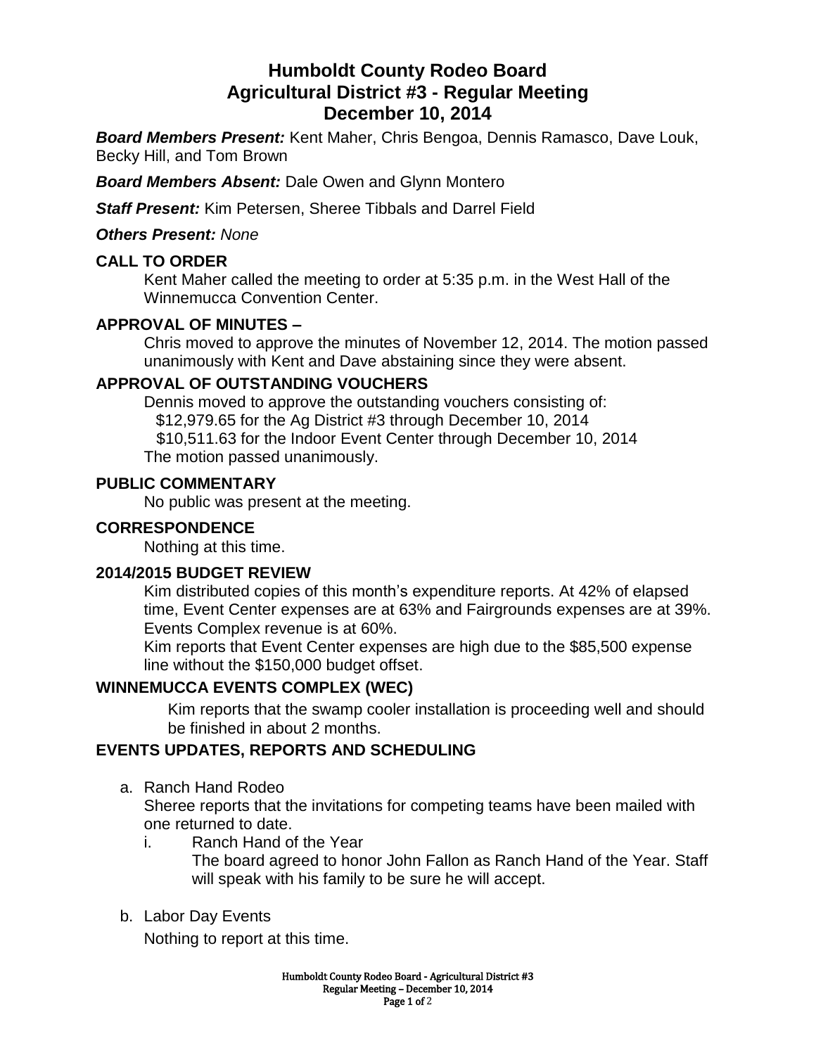# Humboldt County Rodeo Board
# Agricultural District #3 - Regular Meeting
# December 10, 2014

***Board Members Present:*** Kent Maher, Chris Bengoa, Dennis Ramasco, Dave Louk, Becky Hill, and Tom Brown

***Board Members Absent:*** Dale Owen and Glynn Montero

***Staff Present:*** Kim Petersen, Sheree Tibbals and Darrel Field

***Others Present:*** *None*

## CALL TO ORDER

Kent Maher called the meeting to order at 5:35 p.m. in the West Hall of the Winnemucca Convention Center.

## APPROVAL OF MINUTES –

Chris moved to approve the minutes of November 12, 2014. The motion passed unanimously with Kent and Dave abstaining since they were absent.

## APPROVAL OF OUTSTANDING VOUCHERS

Dennis moved to approve the outstanding vouchers consisting of:
$12,979.65 for the Ag District #3 through December 10, 2014
$10,511.63 for the Indoor Event Center through December 10, 2014
The motion passed unanimously.

## PUBLIC COMMENTARY

No public was present at the meeting.

## CORRESPONDENCE

Nothing at this time.

## 2014/2015 BUDGET REVIEW

Kim distributed copies of this month's expenditure reports. At 42% of elapsed time, Event Center expenses are at 63% and Fairgrounds expenses are at 39%. Events Complex revenue is at 60%.
Kim reports that Event Center expenses are high due to the $85,500 expense line without the $150,000 budget offset.

## WINNEMUCCA EVENTS COMPLEX (WEC)

Kim reports that the swamp cooler installation is proceeding well and should be finished in about 2 months.

## EVENTS UPDATES, REPORTS AND SCHEDULING

a. Ranch Hand Rodeo
   Sheree reports that the invitations for competing teams have been mailed with one returned to date.
   i. Ranch Hand of the Year
      The board agreed to honor John Fallon as Ranch Hand of the Year. Staff will speak with his family to be sure he will accept.

b. Labor Day Events
   Nothing to report at this time.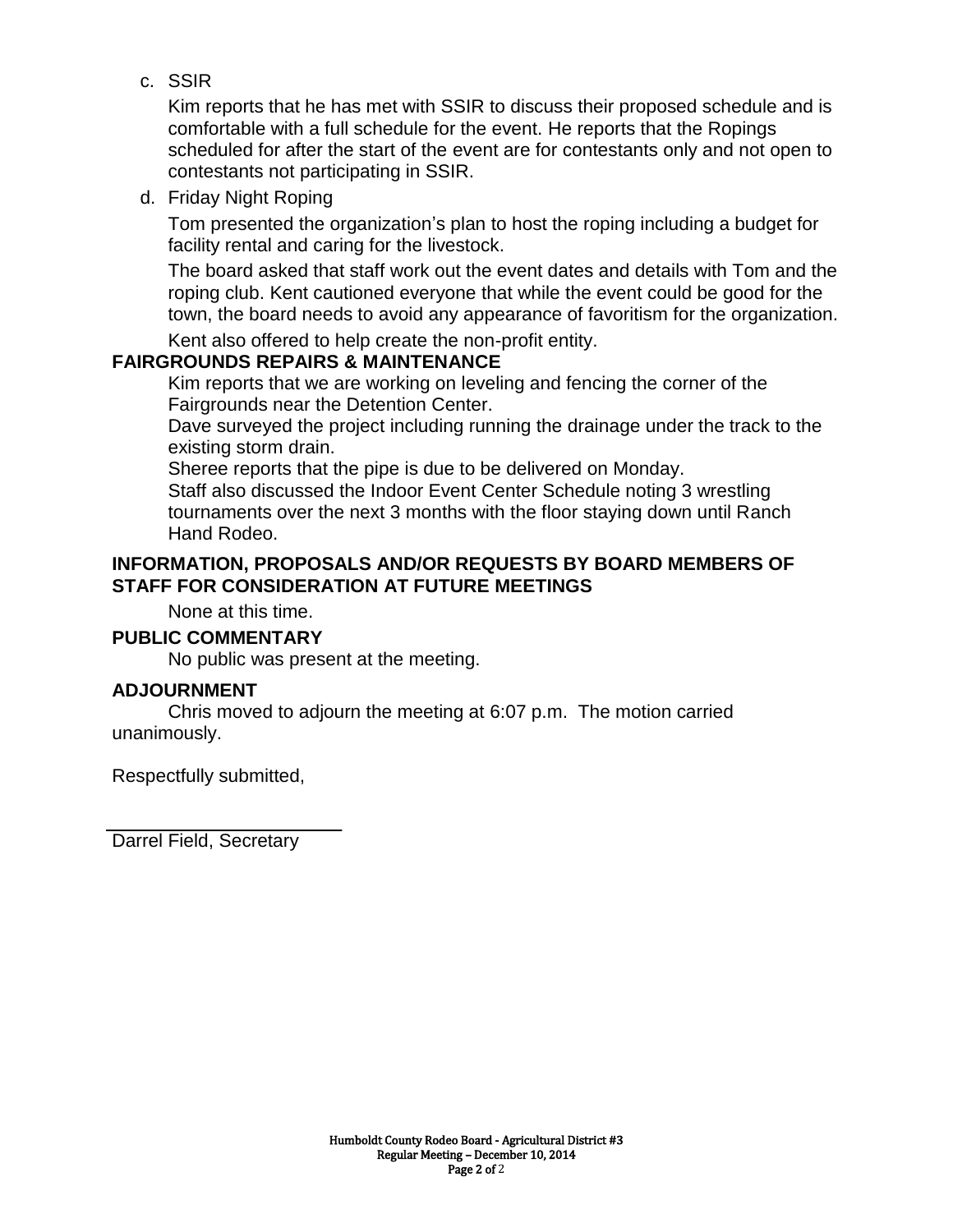c. SSIR

   Kim reports that he has met with SSIR to discuss their proposed schedule and is comfortable with a full schedule for the event. He reports that the Ropings scheduled for after the start of the event are for contestants only and not open to contestants not participating in SSIR.

d. Friday Night Roping

   Tom presented the organization's plan to host the roping including a budget for facility rental and caring for the livestock.

   The board asked that staff work out the event dates and details with Tom and the roping club. Kent cautioned everyone that while the event could be good for the town, the board needs to avoid any appearance of favoritism for the organization.

   Kent also offered to help create the non-profit entity.

**FAIRGROUNDS REPAIRS & MAINTENANCE**

Kim reports that we are working on leveling and fencing the corner of the Fairgrounds near the Detention Center.

Dave surveyed the project including running the drainage under the track to the existing storm drain.

Sheree reports that the pipe is due to be delivered on Monday.

Staff also discussed the Indoor Event Center Schedule noting 3 wrestling tournaments over the next 3 months with the floor staying down until Ranch Hand Rodeo.

**INFORMATION, PROPOSALS AND/OR REQUESTS BY BOARD MEMBERS OF STAFF FOR CONSIDERATION AT FUTURE MEETINGS**

None at this time.

**PUBLIC COMMENTARY**

No public was present at the meeting.

**ADJOURNMENT**

Chris moved to adjourn the meeting at 6:07 p.m. The motion carried unanimously.

Respectfully submitted,

Darrel Field, Secretary